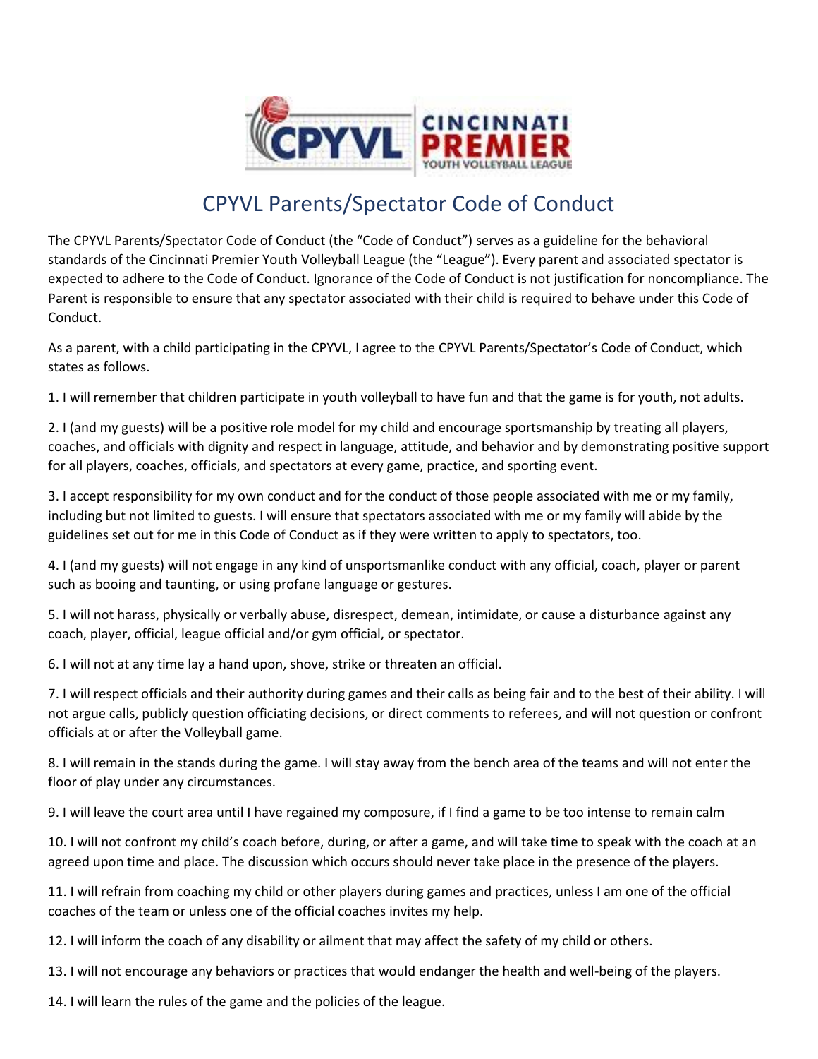# CPYVL Parents/Spectator Code of Conduct

The CPYVL Parents/Spectator Code of Conduct (the "Code of Conduct") serves as a guideline for the behavioral standards of the Cincinnati Premier Youth Volleyball League (the "League"). Every parent and associated spectator is expected to adhere to the Code of Conduct. Ignorance of the Code of Conduct is not justification for noncompliance. The Parent is responsible to ensure that any spectator associated with their child is required to behave under this Code of Conduct.

As a parent, with a child participating in the CPYVL, I agree to the CPYVL Parents/Spectator's Code of Conduct, which states as follows.

1. I will remember that children participate in youth volleyball to have fun and that the game is for youth, not adults.

2. I (and my guests) will be a positive role model for my child and encourage sportsmanship by treating all players, coaches, and officials with dignity and respect in language, attitude, and behavior and by demonstrating positive support for all players, coaches, officials, and spectators at every game, practice, and sporting event.

3. I accept responsibility for my own conduct and for the conduct of those people associated with me or my family, including but not limited to guests. I will ensure that spectators associated with me or my family will abide by the guidelines set out for me in this Code of Conduct as if they were written to apply to spectators, too.

4. I (and my guests) will not engage in any kind of unsportsmanlike conduct with any official, coach, player or parent such as booing and taunting, or using profane language or gestures.

5. I will not harass, physically or verbally abuse, disrespect, demean, intimidate, or cause a disturbance against any coach, player, official, league official and/or gym official, or spectator.

6. I will not at any time lay a hand upon, shove, strike or threaten an official.

7. I will respect officials and their authority during games and their calls as being fair and to the best of their ability. I will not argue calls, publicly question officiating decisions, or direct comments to referees, and will not question or confront officials at or after the Volleyball game.

8. I will remain in the stands during the game. I will stay away from the bench area of the teams and will not enter the floor of play under any circumstances.

9. I will leave the court area until I have regained my composure, if I find a game to be too intense to remain calm

10. I will not confront my child's coach before, during, or after a game, and will take time to speak with the coach at an agreed upon time and place. The discussion which occurs should never take place in the presence of the players.

11. I will refrain from coaching my child or other players during games and practices, unless I am one of the official coaches of the team or unless one of the official coaches invites my help.

12. I will inform the coach of any disability or ailment that may affect the safety of my child or others.

13. I will not encourage any behaviors or practices that would endanger the health and well-being of the players.

14. I will learn the rules of the game and the policies of the league.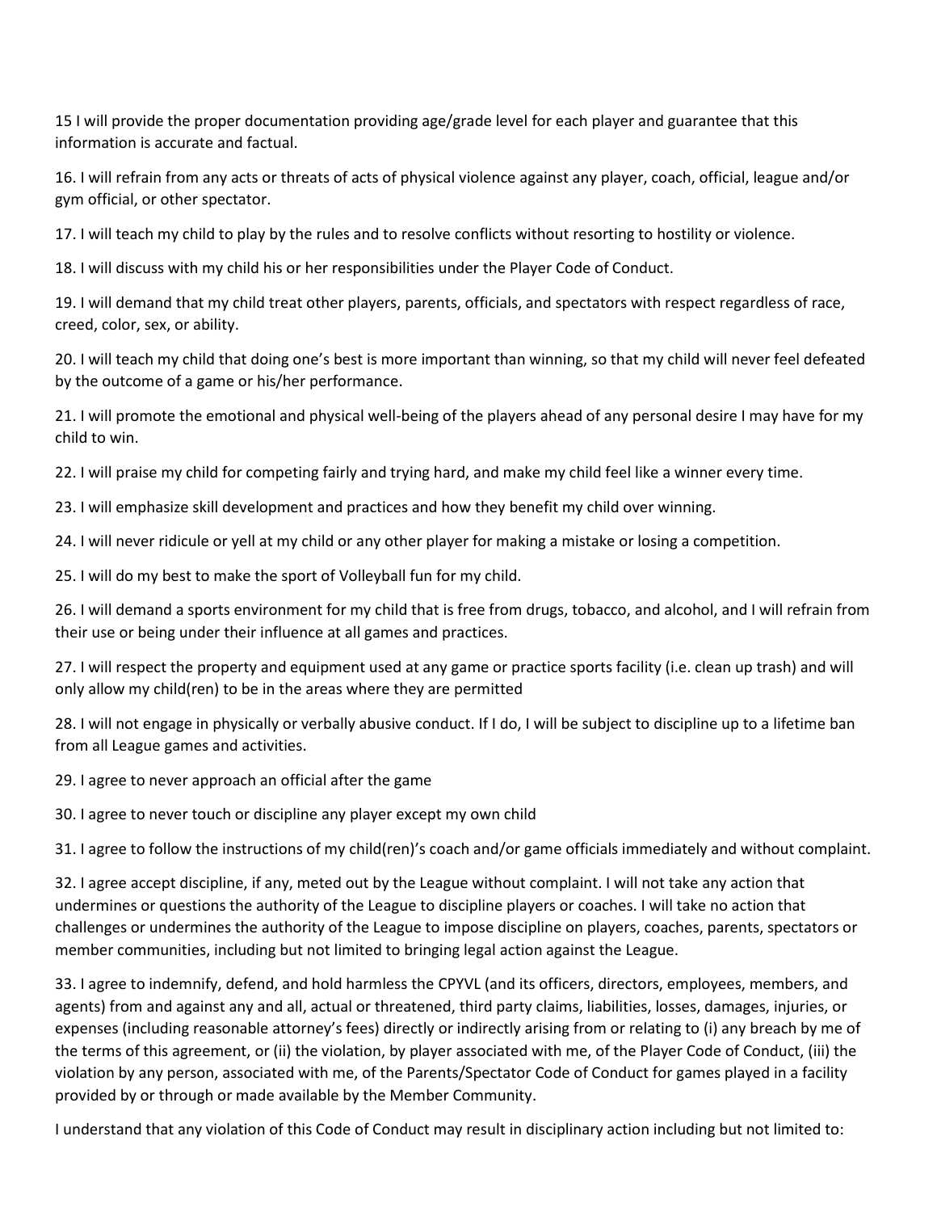15 I will provide the proper documentation providing age/grade level for each player and guarantee that this information is accurate and factual.

16. I will refrain from any acts or threats of acts of physical violence against any player, coach, official, league and/or gym official, or other spectator.

17. I will teach my child to play by the rules and to resolve conflicts without resorting to hostility or violence.

18. I will discuss with my child his or her responsibilities under the Player Code of Conduct.

19. I will demand that my child treat other players, parents, officials, and spectators with respect regardless of race, creed, color, sex, or ability.

20. I will teach my child that doing one's best is more important than winning, so that my child will never feel defeated by the outcome of a game or his/her performance.

21. I will promote the emotional and physical well-being of the players ahead of any personal desire I may have for my child to win.

22. I will praise my child for competing fairly and trying hard, and make my child feel like a winner every time.

23. I will emphasize skill development and practices and how they benefit my child over winning.

24. I will never ridicule or yell at my child or any other player for making a mistake or losing a competition.

25. I will do my best to make the sport of Volleyball fun for my child.

26. I will demand a sports environment for my child that is free from drugs, tobacco, and alcohol, and I will refrain from their use or being under their influence at all games and practices.

27. I will respect the property and equipment used at any game or practice sports facility (i.e. clean up trash) and will only allow my child(ren) to be in the areas where they are permitted

28. I will not engage in physically or verbally abusive conduct. If I do, I will be subject to discipline up to a lifetime ban from all League games and activities.

29. I agree to never approach an official after the game

30. I agree to never touch or discipline any player except my own child

31. I agree to follow the instructions of my child(ren)'s coach and/or game officials immediately and without complaint.

32. I agree accept discipline, if any, meted out by the League without complaint. I will not take any action that undermines or questions the authority of the League to discipline players or coaches. I will take no action that challenges or undermines the authority of the League to impose discipline on players, coaches, parents, spectators or member communities, including but not limited to bringing legal action against the League.

33. I agree to indemnify, defend, and hold harmless the CPYVL (and its officers, directors, employees, members, and agents) from and against any and all, actual or threatened, third party claims, liabilities, losses, damages, injuries, or expenses (including reasonable attorney's fees) directly or indirectly arising from or relating to (i) any breach by me of the terms of this agreement, or (ii) the violation, by player associated with me, of the Player Code of Conduct, (iii) the violation by any person, associated with me, of the Parents/Spectator Code of Conduct for games played in a facility provided by or through or made available by the Member Community.

I understand that any violation of this Code of Conduct may result in disciplinary action including but not limited to: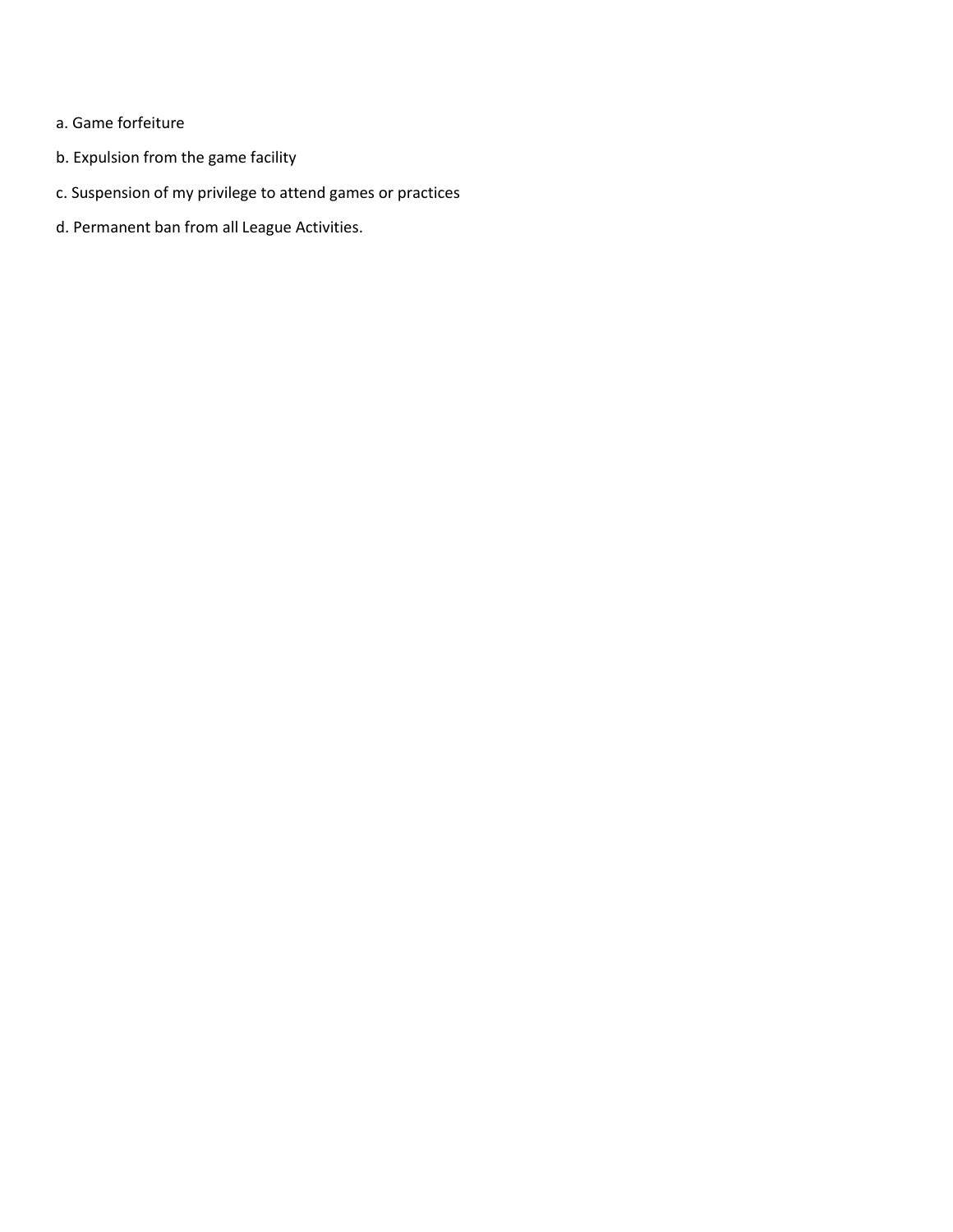a. Game forfeiture

b. Expulsion from the game facility

c. Suspension of my privilege to attend games or practices

d. Permanent ban from all League Activities.